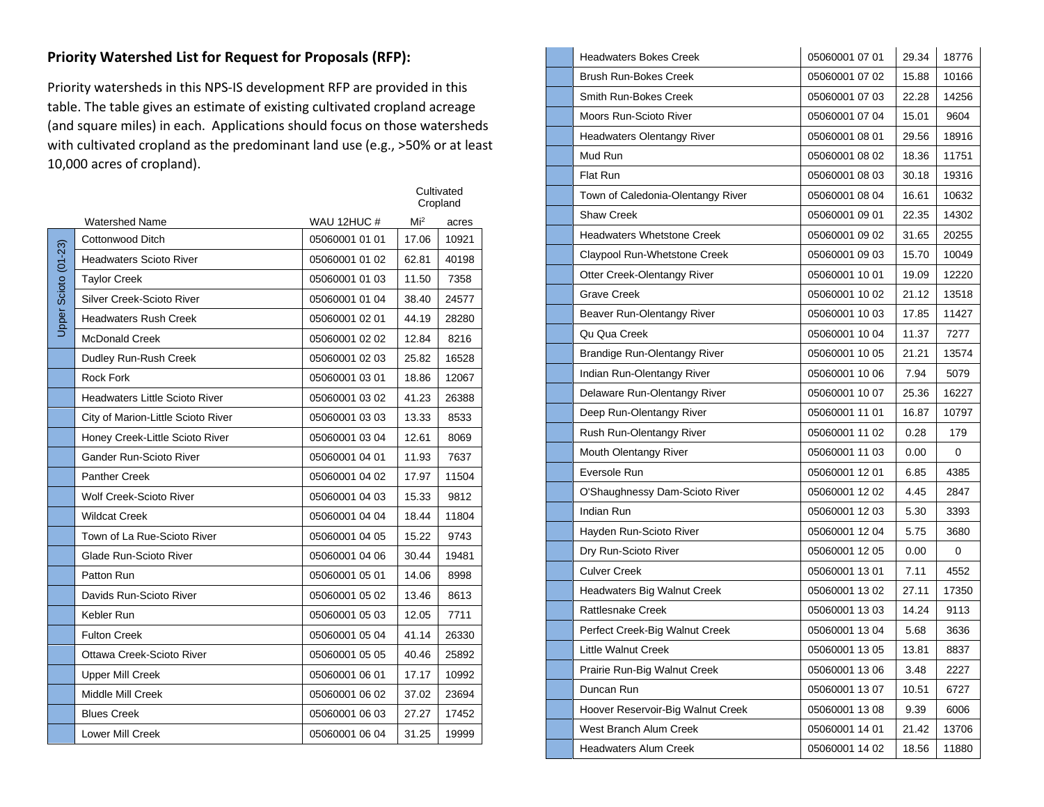## Priority Watershed List for Request for Proposals (RFP):

Priority watersheds in this NPS-IS development RFP are provided in this table. The table gives an estimate of existing cultivated cropland acreage (and square miles) in each. Applications should focus on those watersheds with cultivated cropland as the predominant land use (e.g., >50% or at least 10,000 acres of cropland).

| | Watershed Name | WAU 12HUC # | Cultivated Cropland | |
|---|---|---|---|---|
| | | | Mi$^2$ | acres |
| Upper Scioto (01-23) | Cottonwood Ditch | 05060001 01 01 | 17.06 | 10921 |
| | Headwaters Scioto River | 05060001 01 02 | 62.81 | 40198 |
| | Taylor Creek | 05060001 01 03 | 11.50 | 7358 |
| | Silver Creek-Scioto River | 05060001 01 04 | 38.40 | 24577 |
| | Headwaters Rush Creek | 05060001 02 01 | 44.19 | 28280 |
| | McDonald Creek | 05060001 02 02 | 12.84 | 8216 |
| | Dudley Run-Rush Creek | 05060001 02 03 | 25.82 | 16528 |
| | Rock Fork | 05060001 03 01 | 18.86 | 12067 |
| | Headwaters Little Scioto River | 05060001 03 02 | 41.23 | 26388 |
| | City of Marion-Little Scioto River | 05060001 03 03 | 13.33 | 8533 |
| | Honey Creek-Little Scioto River | 05060001 03 04 | 12.61 | 8069 |
| | Gander Run-Scioto River | 05060001 04 01 | 11.93 | 7637 |
| | Panther Creek | 05060001 04 02 | 17.97 | 11504 |
| | Wolf Creek-Scioto River | 05060001 04 03 | 15.33 | 9812 |
| | Wildcat Creek | 05060001 04 04 | 18.44 | 11804 |
| | Town of La Rue-Scioto River | 05060001 04 05 | 15.22 | 9743 |
| | Glade Run-Scioto River | 05060001 04 06 | 30.44 | 19481 |
| | Patton Run | 05060001 05 01 | 14.06 | 8998 |
| | Davids Run-Scioto River | 05060001 05 02 | 13.46 | 8613 |
| | Kebler Run | 05060001 05 03 | 12.05 | 7711 |
| | Fulton Creek | 05060001 05 04 | 41.14 | 26330 |
| | Ottawa Creek-Scioto River | 05060001 05 05 | 40.46 | 25892 |
| | Upper Mill Creek | 05060001 06 01 | 17.17 | 10992 |
| | Middle Mill Creek | 05060001 06 02 | 37.02 | 23694 |
| | Blues Creek | 05060001 06 03 | 27.27 | 17452 |
| | Lower Mill Creek | 05060001 06 04 | 31.25 | 19999 |
| | Headwaters Bokes Creek | 05060001 07 01 | 29.34 | 18776 |
| | Brush Run-Bokes Creek | 05060001 07 02 | 15.88 | 10166 |
| | Smith Run-Bokes Creek | 05060001 07 03 | 22.28 | 14256 |
| | Moors Run-Scioto River | 05060001 07 04 | 15.01 | 9604 |
| | Headwaters Olentangy River | 05060001 08 01 | 29.56 | 18916 |
| | Mud Run | 05060001 08 02 | 18.36 | 11751 |
| | Flat Run | 05060001 08 03 | 30.18 | 19316 |
| | Town of Caledonia-Olentangy River | 05060001 08 04 | 16.61 | 10632 |
| | Shaw Creek | 05060001 09 01 | 22.35 | 14302 |
| | Headwaters Whetstone Creek | 05060001 09 02 | 31.65 | 20255 |
| | Claypool Run-Whetstone Creek | 05060001 09 03 | 15.70 | 10049 |
| | Otter Creek-Olentangy River | 05060001 10 01 | 19.09 | 12220 |
| | Grave Creek | 05060001 10 02 | 21.12 | 13518 |
| | Beaver Run-Olentangy River | 05060001 10 03 | 17.85 | 11427 |
| | Qu Qua Creek | 05060001 10 04 | 11.37 | 7277 |
| | Brandige Run-Olentangy River | 05060001 10 05 | 21.21 | 13574 |
| | Indian Run-Olentangy River | 05060001 10 06 | 7.94 | 5079 |
| | Delaware Run-Olentangy River | 05060001 10 07 | 25.36 | 16227 |
| | Deep Run-Olentangy River | 05060001 11 01 | 16.87 | 10797 |
| | Rush Run-Olentangy River | 05060001 11 02 | 0.28 | 179 |
| | Mouth Olentangy River | 05060001 11 03 | 0.00 | 0 |
| | Eversole Run | 05060001 12 01 | 6.85 | 4385 |
| | O'Shaughnessy Dam-Scioto River | 05060001 12 02 | 4.45 | 2847 |
| | Indian Run | 05060001 12 03 | 5.30 | 3393 |
| | Hayden Run-Scioto River | 05060001 12 04 | 5.75 | 3680 |
| | Dry Run-Scioto River | 05060001 12 05 | 0.00 | 0 |
| | Culver Creek | 05060001 13 01 | 7.11 | 4552 |
| | Headwaters Big Walnut Creek | 05060001 13 02 | 27.11 | 17350 |
| | Rattlesnake Creek | 05060001 13 03 | 14.24 | 9113 |
| | Perfect Creek-Big Walnut Creek | 05060001 13 04 | 5.68 | 3636 |
| | Little Walnut Creek | 05060001 13 05 | 13.81 | 8837 |
| | Prairie Run-Big Walnut Creek | 05060001 13 06 | 3.48 | 2227 |
| | Duncan Run | 05060001 13 07 | 10.51 | 6727 |
| | Hoover Reservoir-Big Walnut Creek | 05060001 13 08 | 9.39 | 6006 |
| | West Branch Alum Creek | 05060001 14 01 | 21.42 | 13706 |
| | Headwaters Alum Creek | 05060001 14 02 | 18.56 | 11880 |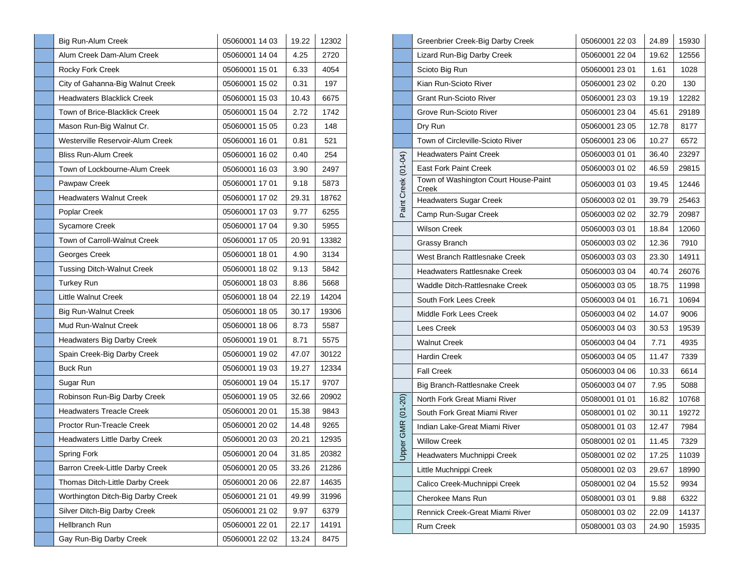| | Name | HUC | Value 1 | Value 2 |
|---|---|---|---|---|
| | Big Run-Alum Creek | 05060001 14 03 | 19.22 | 12302 |
| | Alum Creek Dam-Alum Creek | 05060001 14 04 | 4.25 | 2720 |
| | Rocky Fork Creek | 05060001 15 01 | 6.33 | 4054 |
| | City of Gahanna-Big Walnut Creek | 05060001 15 02 | 0.31 | 197 |
| | Headwaters Blacklick Creek | 05060001 15 03 | 10.43 | 6675 |
| | Town of Brice-Blacklick Creek | 05060001 15 04 | 2.72 | 1742 |
| | Mason Run-Big Walnut Cr. | 05060001 15 05 | 0.23 | 148 |
| | Westerville Reservoir-Alum Creek | 05060001 16 01 | 0.81 | 521 |
| | Bliss Run-Alum Creek | 05060001 16 02 | 0.40 | 254 |
| | Town of Lockbourne-Alum Creek | 05060001 16 03 | 3.90 | 2497 |
| | Pawpaw Creek | 05060001 17 01 | 9.18 | 5873 |
| | Headwaters Walnut Creek | 05060001 17 02 | 29.31 | 18762 |
| | Poplar Creek | 05060001 17 03 | 9.77 | 6255 |
| | Sycamore Creek | 05060001 17 04 | 9.30 | 5955 |
| | Town of Carroll-Walnut Creek | 05060001 17 05 | 20.91 | 13382 |
| | Georges Creek | 05060001 18 01 | 4.90 | 3134 |
| | Tussing Ditch-Walnut Creek | 05060001 18 02 | 9.13 | 5842 |
| | Turkey Run | 05060001 18 03 | 8.86 | 5668 |
| | Little Walnut Creek | 05060001 18 04 | 22.19 | 14204 |
| | Big Run-Walnut Creek | 05060001 18 05 | 30.17 | 19306 |
| | Mud Run-Walnut Creek | 05060001 18 06 | 8.73 | 5587 |
| | Headwaters Big Darby Creek | 05060001 19 01 | 8.71 | 5575 |
| | Spain Creek-Big Darby Creek | 05060001 19 02 | 47.07 | 30122 |
| | Buck Run | 05060001 19 03 | 19.27 | 12334 |
| | Sugar Run | 05060001 19 04 | 15.17 | 9707 |
| | Robinson Run-Big Darby Creek | 05060001 19 05 | 32.66 | 20902 |
| | Headwaters Treacle Creek | 05060001 20 01 | 15.38 | 9843 |
| | Proctor Run-Treacle Creek | 05060001 20 02 | 14.48 | 9265 |
| | Headwaters Little Darby Creek | 05060001 20 03 | 20.21 | 12935 |
| | Spring Fork | 05060001 20 04 | 31.85 | 20382 |
| | Barron Creek-Little Darby Creek | 05060001 20 05 | 33.26 | 21286 |
| | Thomas Ditch-Little Darby Creek | 05060001 20 06 | 22.87 | 14635 |
| | Worthington Ditch-Big Darby Creek | 05060001 21 01 | 49.99 | 31996 |
| | Silver Ditch-Big Darby Creek | 05060001 21 02 | 9.97 | 6379 |
| | Hellbranch Run | 05060001 22 01 | 22.17 | 14191 |
| | Gay Run-Big Darby Creek | 05060001 22 02 | 13.24 | 8475 |
| | Greenbrier Creek-Big Darby Creek | 05060001 22 03 | 24.89 | 15930 |
| | Lizard Run-Big Darby Creek | 05060001 22 04 | 19.62 | 12556 |
| | Scioto Big Run | 05060001 23 01 | 1.61 | 1028 |
| | Kian Run-Scioto River | 05060001 23 02 | 0.20 | 130 |
| | Grant Run-Scioto River | 05060001 23 03 | 19.19 | 12282 |
| | Grove Run-Scioto River | 05060001 23 04 | 45.61 | 29189 |
| | Dry Run | 05060001 23 05 | 12.78 | 8177 |
| | Town of Circleville-Scioto River | 05060001 23 06 | 10.27 | 6572 |
| Paint Creek (01-04) | Headwaters Paint Creek | 05060003 01 01 | 36.40 | 23297 |
| | East Fork Paint Creek | 05060003 01 02 | 46.59 | 29815 |
| | Town of Washington Court House-Paint Creek | 05060003 01 03 | 19.45 | 12446 |
| | Headwaters Sugar Creek | 05060003 02 01 | 39.79 | 25463 |
| | Camp Run-Sugar Creek | 05060003 02 02 | 32.79 | 20987 |
| | Wilson Creek | 05060003 03 01 | 18.84 | 12060 |
| | Grassy Branch | 05060003 03 02 | 12.36 | 7910 |
| | West Branch Rattlesnake Creek | 05060003 03 03 | 23.30 | 14911 |
| | Headwaters Rattlesnake Creek | 05060003 03 04 | 40.74 | 26076 |
| | Waddle Ditch-Rattlesnake Creek | 05060003 03 05 | 18.75 | 11998 |
| | South Fork Lees Creek | 05060003 04 01 | 16.71 | 10694 |
| | Middle Fork Lees Creek | 05060003 04 02 | 14.07 | 9006 |
| | Lees Creek | 05060003 04 03 | 30.53 | 19539 |
| | Walnut Creek | 05060003 04 04 | 7.71 | 4935 |
| | Hardin Creek | 05060003 04 05 | 11.47 | 7339 |
| | Fall Creek | 05060003 04 06 | 10.33 | 6614 |
| | Big Branch-Rattlesnake Creek | 05060003 04 07 | 7.95 | 5088 |
| Upper GMR (01-20) | North Fork Great Miami River | 05080001 01 01 | 16.82 | 10768 |
| | South Fork Great Miami River | 05080001 01 02 | 30.11 | 19272 |
| | Indian Lake-Great Miami River | 05080001 01 03 | 12.47 | 7984 |
| | Willow Creek | 05080001 02 01 | 11.45 | 7329 |
| | Headwaters Muchnippi Creek | 05080001 02 02 | 17.25 | 11039 |
| | Little Muchnippi Creek | 05080001 02 03 | 29.67 | 18990 |
| | Calico Creek-Muchnippi Creek | 05080001 02 04 | 15.52 | 9934 |
| | Cherokee Mans Run | 05080001 03 01 | 9.88 | 6322 |
| | Rennick Creek-Great Miami River | 05080001 03 02 | 22.09 | 14137 |
| | Rum Creek | 05080001 03 03 | 24.90 | 15935 |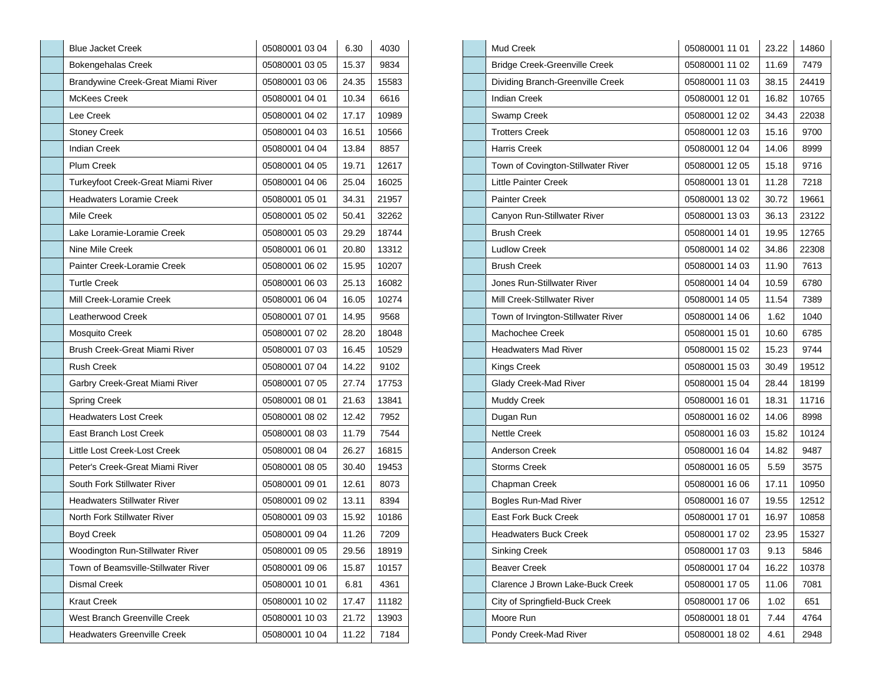| | Name | HUC | Sq. Mi. | Acres |
|---|---|---|---|---|
| | Blue Jacket Creek | 05080001 03 04 | 6.30 | 4030 |
| | Bokengehalas Creek | 05080001 03 05 | 15.37 | 9834 |
| | Brandywine Creek-Great Miami River | 05080001 03 06 | 24.35 | 15583 |
| | McKees Creek | 05080001 04 01 | 10.34 | 6616 |
| | Lee Creek | 05080001 04 02 | 17.17 | 10989 |
| | Stoney Creek | 05080001 04 03 | 16.51 | 10566 |
| | Indian Creek | 05080001 04 04 | 13.84 | 8857 |
| | Plum Creek | 05080001 04 05 | 19.71 | 12617 |
| | Turkeyfoot Creek-Great Miami River | 05080001 04 06 | 25.04 | 16025 |
| | Headwaters Loramie Creek | 05080001 05 01 | 34.31 | 21957 |
| | Mile Creek | 05080001 05 02 | 50.41 | 32262 |
| | Lake Loramie-Loramie Creek | 05080001 05 03 | 29.29 | 18744 |
| | Nine Mile Creek | 05080001 06 01 | 20.80 | 13312 |
| | Painter Creek-Loramie Creek | 05080001 06 02 | 15.95 | 10207 |
| | Turtle Creek | 05080001 06 03 | 25.13 | 16082 |
| | Mill Creek-Loramie Creek | 05080001 06 04 | 16.05 | 10274 |
| | Leatherwood Creek | 05080001 07 01 | 14.95 | 9568 |
| | Mosquito Creek | 05080001 07 02 | 28.20 | 18048 |
| | Brush Creek-Great Miami River | 05080001 07 03 | 16.45 | 10529 |
| | Rush Creek | 05080001 07 04 | 14.22 | 9102 |
| | Garbry Creek-Great Miami River | 05080001 07 05 | 27.74 | 17753 |
| | Spring Creek | 05080001 08 01 | 21.63 | 13841 |
| | Headwaters Lost Creek | 05080001 08 02 | 12.42 | 7952 |
| | East Branch Lost Creek | 05080001 08 03 | 11.79 | 7544 |
| | Little Lost Creek-Lost Creek | 05080001 08 04 | 26.27 | 16815 |
| | Peter's Creek-Great Miami River | 05080001 08 05 | 30.40 | 19453 |
| | South Fork Stillwater River | 05080001 09 01 | 12.61 | 8073 |
| | Headwaters Stillwater River | 05080001 09 02 | 13.11 | 8394 |
| | North Fork Stillwater River | 05080001 09 03 | 15.92 | 10186 |
| | Boyd Creek | 05080001 09 04 | 11.26 | 7209 |
| | Woodington Run-Stillwater River | 05080001 09 05 | 29.56 | 18919 |
| | Town of Beamsville-Stillwater River | 05080001 09 06 | 15.87 | 10157 |
| | Dismal Creek | 05080001 10 01 | 6.81 | 4361 |
| | Kraut Creek | 05080001 10 02 | 17.47 | 11182 |
| | West Branch Greenville Creek | 05080001 10 03 | 21.72 | 13903 |
| | Headwaters Greenville Creek | 05080001 10 04 | 11.22 | 7184 |
| | Mud Creek | 05080001 11 01 | 23.22 | 14860 |
| | Bridge Creek-Greenville Creek | 05080001 11 02 | 11.69 | 7479 |
| | Dividing Branch-Greenville Creek | 05080001 11 03 | 38.15 | 24419 |
| | Indian Creek | 05080001 12 01 | 16.82 | 10765 |
| | Swamp Creek | 05080001 12 02 | 34.43 | 22038 |
| | Trotters Creek | 05080001 12 03 | 15.16 | 9700 |
| | Harris Creek | 05080001 12 04 | 14.06 | 8999 |
| | Town of Covington-Stillwater River | 05080001 12 05 | 15.18 | 9716 |
| | Little Painter Creek | 05080001 13 01 | 11.28 | 7218 |
| | Painter Creek | 05080001 13 02 | 30.72 | 19661 |
| | Canyon Run-Stillwater River | 05080001 13 03 | 36.13 | 23122 |
| | Brush Creek | 05080001 14 01 | 19.95 | 12765 |
| | Ludlow Creek | 05080001 14 02 | 34.86 | 22308 |
| | Brush Creek | 05080001 14 03 | 11.90 | 7613 |
| | Jones Run-Stillwater River | 05080001 14 04 | 10.59 | 6780 |
| | Mill Creek-Stillwater River | 05080001 14 05 | 11.54 | 7389 |
| | Town of Irvington-Stillwater River | 05080001 14 06 | 1.62 | 1040 |
| | Machochee Creek | 05080001 15 01 | 10.60 | 6785 |
| | Headwaters Mad River | 05080001 15 02 | 15.23 | 9744 |
| | Kings Creek | 05080001 15 03 | 30.49 | 19512 |
| | Glady Creek-Mad River | 05080001 15 04 | 28.44 | 18199 |
| | Muddy Creek | 05080001 16 01 | 18.31 | 11716 |
| | Dugan Run | 05080001 16 02 | 14.06 | 8998 |
| | Nettle Creek | 05080001 16 03 | 15.82 | 10124 |
| | Anderson Creek | 05080001 16 04 | 14.82 | 9487 |
| | Storms Creek | 05080001 16 05 | 5.59 | 3575 |
| | Chapman Creek | 05080001 16 06 | 17.11 | 10950 |
| | Bogles Run-Mad River | 05080001 16 07 | 19.55 | 12512 |
| | East Fork Buck Creek | 05080001 17 01 | 16.97 | 10858 |
| | Headwaters Buck Creek | 05080001 17 02 | 23.95 | 15327 |
| | Sinking Creek | 05080001 17 03 | 9.13 | 5846 |
| | Beaver Creek | 05080001 17 04 | 16.22 | 10378 |
| | Clarence J Brown Lake-Buck Creek | 05080001 17 05 | 11.06 | 7081 |
| | City of Springfield-Buck Creek | 05080001 17 06 | 1.02 | 651 |
| | Moore Run | 05080001 18 01 | 7.44 | 4764 |
| | Pondy Creek-Mad River | 05080001 18 02 | 4.61 | 2948 |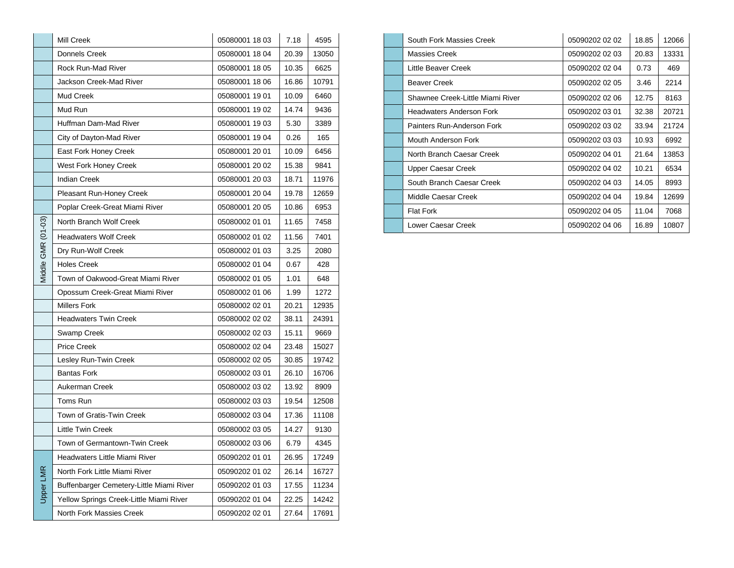| | | | | |
|---|---|---|---|---|
| | Mill Creek | 05080001 18 03 | 7.18 | 4595 |
| | Donnels Creek | 05080001 18 04 | 20.39 | 13050 |
| | Rock Run-Mad River | 05080001 18 05 | 10.35 | 6625 |
| | Jackson Creek-Mad River | 05080001 18 06 | 16.86 | 10791 |
| | Mud Creek | 05080001 19 01 | 10.09 | 6460 |
| | Mud Run | 05080001 19 02 | 14.74 | 9436 |
| | Huffman Dam-Mad River | 05080001 19 03 | 5.30 | 3389 |
| | City of Dayton-Mad River | 05080001 19 04 | 0.26 | 165 |
| | East Fork Honey Creek | 05080001 20 01 | 10.09 | 6456 |
| | West Fork Honey Creek | 05080001 20 02 | 15.38 | 9841 |
| | Indian Creek | 05080001 20 03 | 18.71 | 11976 |
| | Pleasant Run-Honey Creek | 05080001 20 04 | 19.78 | 12659 |
| | Poplar Creek-Great Miami River | 05080001 20 05 | 10.86 | 6953 |
| Middle GMR (01-03) | North Branch Wolf Creek | 05080002 01 01 | 11.65 | 7458 |
| | Headwaters Wolf Creek | 05080002 01 02 | 11.56 | 7401 |
| | Dry Run-Wolf Creek | 05080002 01 03 | 3.25 | 2080 |
| | Holes Creek | 05080002 01 04 | 0.67 | 428 |
| | Town of Oakwood-Great Miami River | 05080002 01 05 | 1.01 | 648 |
| | Opossum Creek-Great Miami River | 05080002 01 06 | 1.99 | 1272 |
| | Millers Fork | 05080002 02 01 | 20.21 | 12935 |
| | Headwaters Twin Creek | 05080002 02 02 | 38.11 | 24391 |
| | Swamp Creek | 05080002 02 03 | 15.11 | 9669 |
| | Price Creek | 05080002 02 04 | 23.48 | 15027 |
| | Lesley Run-Twin Creek | 05080002 02 05 | 30.85 | 19742 |
| | Bantas Fork | 05080002 03 01 | 26.10 | 16706 |
| | Aukerman Creek | 05080002 03 02 | 13.92 | 8909 |
| | Toms Run | 05080002 03 03 | 19.54 | 12508 |
| | Town of Gratis-Twin Creek | 05080002 03 04 | 17.36 | 11108 |
| | Little Twin Creek | 05080002 03 05 | 14.27 | 9130 |
| | Town of Germantown-Twin Creek | 05080002 03 06 | 6.79 | 4345 |
| Upper LMR | Headwaters Little Miami River | 05090202 01 01 | 26.95 | 17249 |
| | North Fork Little Miami River | 05090202 01 02 | 26.14 | 16727 |
| | Buffenbarger Cemetery-Little Miami River | 05090202 01 03 | 17.55 | 11234 |
| | Yellow Springs Creek-Little Miami River | 05090202 01 04 | 22.25 | 14242 |
| | North Fork Massies Creek | 05090202 02 01 | 27.64 | 17691 |
| | South Fork Massies Creek | 05090202 02 02 | 18.85 | 12066 |
| | Massies Creek | 05090202 02 03 | 20.83 | 13331 |
| | Little Beaver Creek | 05090202 02 04 | 0.73 | 469 |
| | Beaver Creek | 05090202 02 05 | 3.46 | 2214 |
| | Shawnee Creek-Little Miami River | 05090202 02 06 | 12.75 | 8163 |
| | Headwaters Anderson Fork | 05090202 03 01 | 32.38 | 20721 |
| | Painters Run-Anderson Fork | 05090202 03 02 | 33.94 | 21724 |
| | Mouth Anderson Fork | 05090202 03 03 | 10.93 | 6992 |
| | North Branch Caesar Creek | 05090202 04 01 | 21.64 | 13853 |
| | Upper Caesar Creek | 05090202 04 02 | 10.21 | 6534 |
| | South Branch Caesar Creek | 05090202 04 03 | 14.05 | 8993 |
| | Middle Caesar Creek | 05090202 04 04 | 19.84 | 12699 |
| | Flat Fork | 05090202 04 05 | 11.04 | 7068 |
| | Lower Caesar Creek | 05090202 04 06 | 16.89 | 10807 |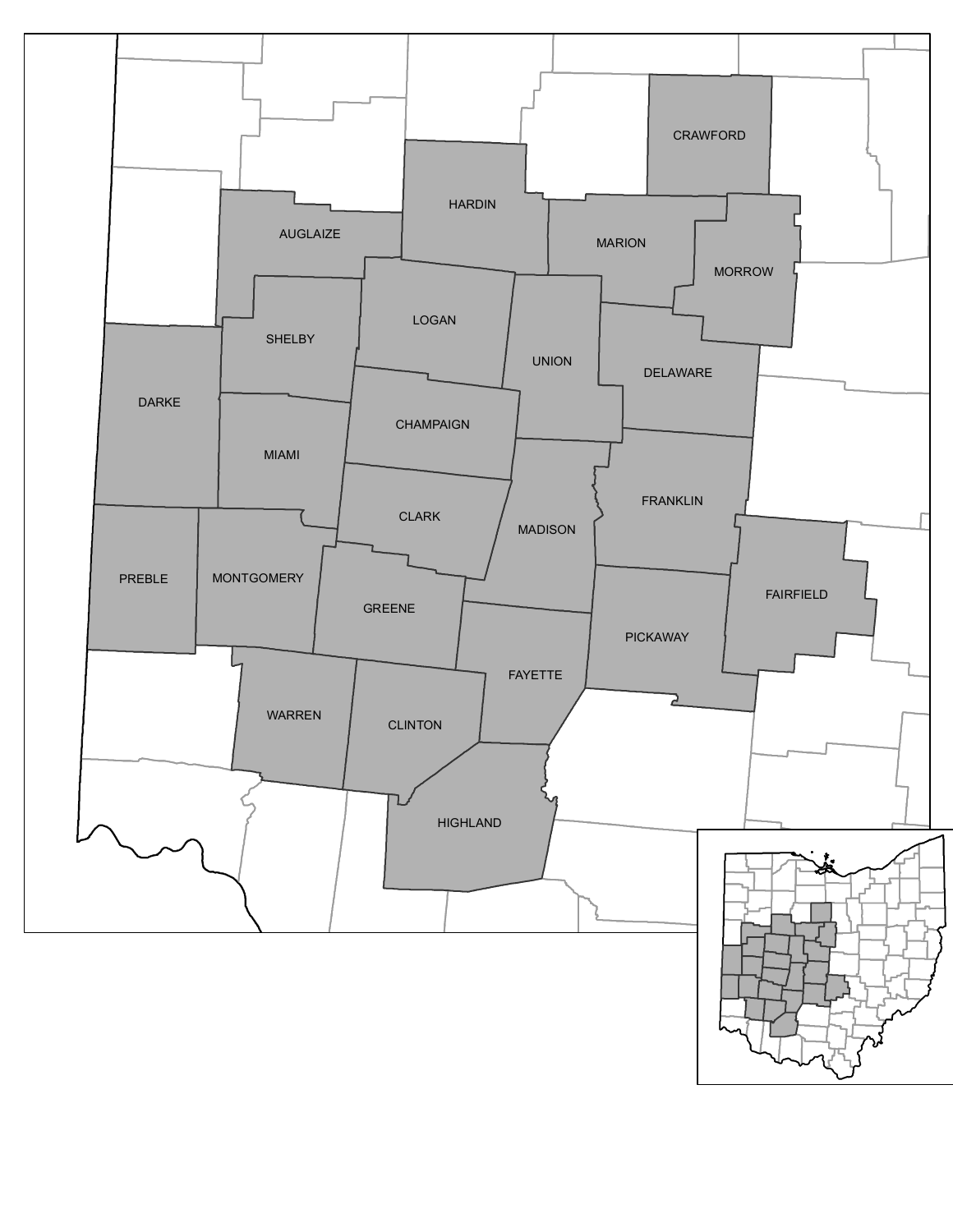CRAWFORD

HARDIN

AUGLAIZE

MARION

MORROW

LOGAN

SHELBY

UNION

DELAWARE

DARKE

CHAMPAIGN

MIAMI

CLARK

FRANKLIN

MADISON

PREBLE

MONTGOMERY

FAIRFIELD

GREENE

PICKAWAY

FAYETTE

WARREN

CLINTON

HIGHLAND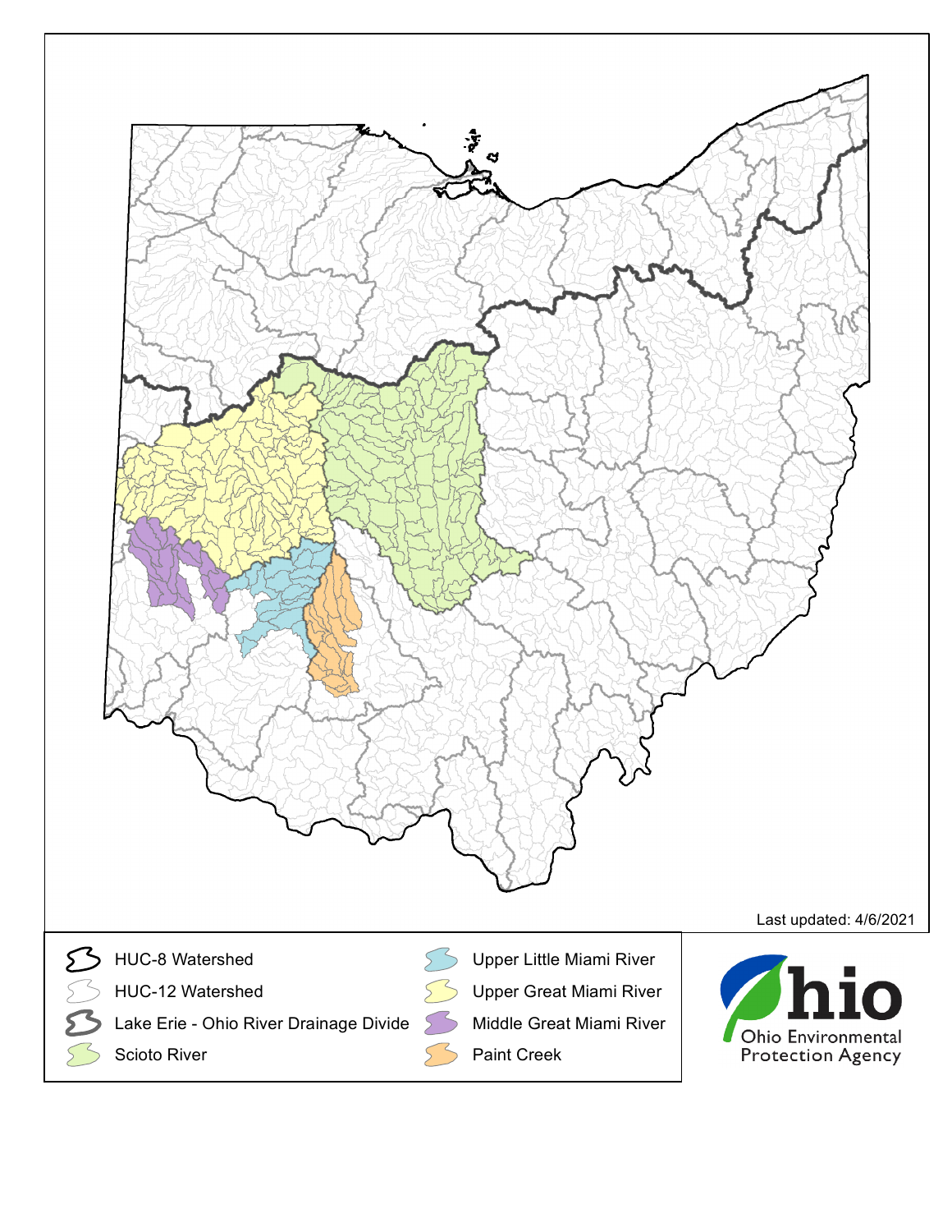Last updated: 4/6/2021

HUC-8 Watershed

HUC-12 Watershed

Lake Erie - Ohio River Drainage Divide

Scioto River

Upper Little Miami River

Upper Great Miami River

Middle Great Miami River

Paint Creek

Ohio Environmental Protection Agency